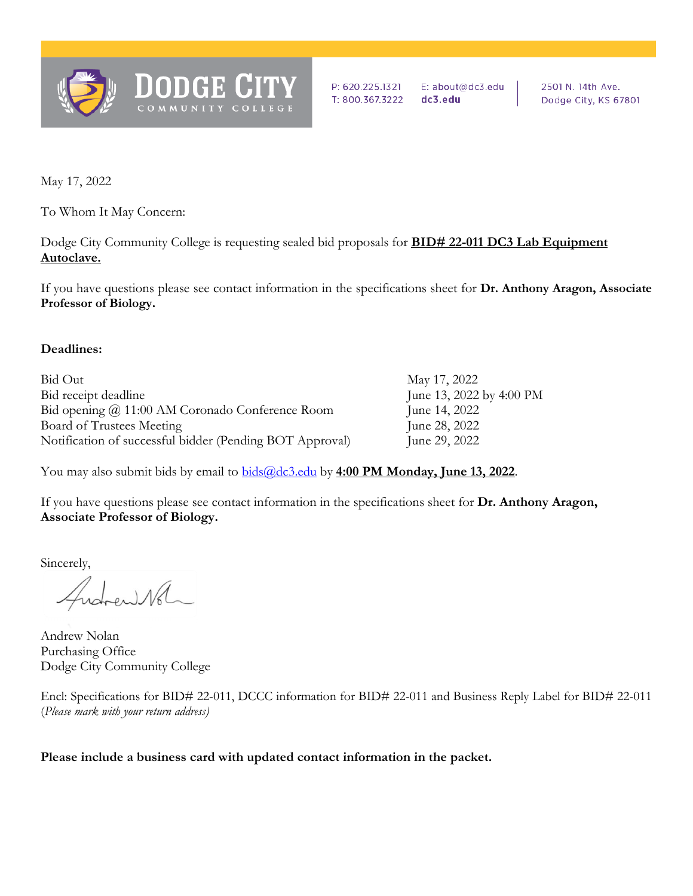# DODGE CITY COMMUNITY COLLEGE

P: 620.225.1321
T: 800.367.3222
E: about@dc3.edu
dc3.edu
2501 N. 14th Ave.
Dodge City, KS 67801

May 17, 2022

To Whom It May Concern:

Dodge City Community College is requesting sealed bid proposals for **BID# 22-011 DC3 Lab Equipment Autoclave.**

If you have questions please see contact information in the specifications sheet for **Dr. Anthony Aragon, Associate Professor of Biology.**

**Deadlines:**

| | |
|---|---|
| Bid Out | May 17, 2022 |
| Bid receipt deadline | June 13, 2022 by 4:00 PM |
| Bid opening @ 11:00 AM Coronado Conference Room | June 14, 2022 |
| Board of Trustees Meeting | June 28, 2022 |
| Notification of successful bidder (Pending BOT Approval) | June 29, 2022 |

You may also submit bids by email to bids@dc3.edu by **4:00 PM Monday, June 13, 2022**.

If you have questions please see contact information in the specifications sheet for **Dr. Anthony Aragon, Associate Professor of Biology.**

Sincerely,

Andrew Nolan
Purchasing Office
Dodge City Community College

Encl: Specifications for BID# 22-011, DCCC information for BID# 22-011 and Business Reply Label for BID# 22-011 *(Please mark with your return address)*

**Please include a business card with updated contact information in the packet.**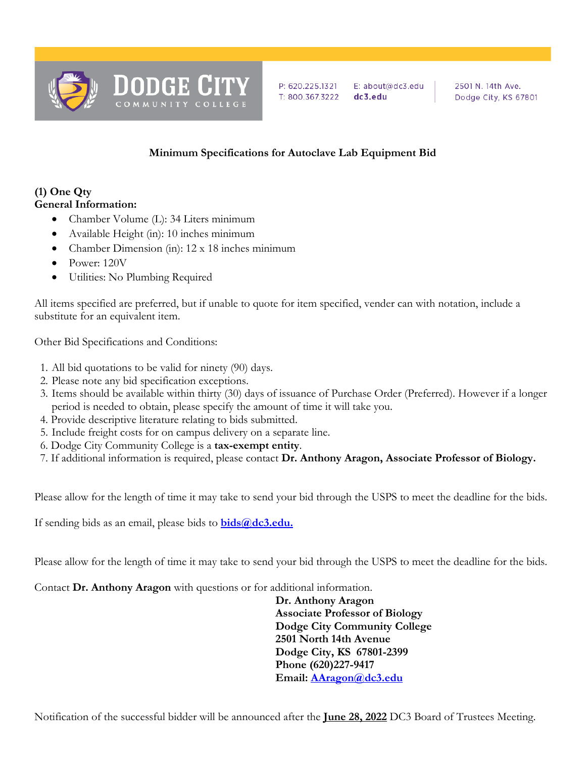Dodge City Community College

P: 620.225.1321 T: 800.367.3222 E: about@dc3.edu dc3.edu 2501 N. 14th Ave. Dodge City, KS 67801

## Minimum Specifications for Autoclave Lab Equipment Bid

**(1) One Qty**
**General Information:**

- Chamber Volume (L): 34 Liters minimum
- Available Height (in): 10 inches minimum
- Chamber Dimension (in): 12 x 18 inches minimum
- Power: 120V
- Utilities: No Plumbing Required

All items specified are preferred, but if unable to quote for item specified, vender can with notation, include a substitute for an equivalent item.

Other Bid Specifications and Conditions:

1. All bid quotations to be valid for ninety (90) days.
2. Please note any bid specification exceptions.
3. Items should be available within thirty (30) days of issuance of Purchase Order (Preferred). However if a longer period is needed to obtain, please specify the amount of time it will take you.
4. Provide descriptive literature relating to bids submitted.
5. Include freight costs for on campus delivery on a separate line.
6. Dodge City Community College is a **tax-exempt entity**.
7. If additional information is required, please contact **Dr. Anthony Aragon, Associate Professor of Biology.**

Please allow for the length of time it may take to send your bid through the USPS to meet the deadline for the bids.

If sending bids as an email, please bids to **bids@dc3.edu.**

Please allow for the length of time it may take to send your bid through the USPS to meet the deadline for the bids.

Contact **Dr. Anthony Aragon** with questions or for additional information.

**Dr. Anthony Aragon**
**Associate Professor of Biology**
**Dodge City Community College**
**2501 North 14th Avenue**
**Dodge City, KS 67801-2399**
**Phone (620)227-9417**
**Email: AAragon@dc3.edu**

Notification of the successful bidder will be announced after the **June 28, 2022** DC3 Board of Trustees Meeting.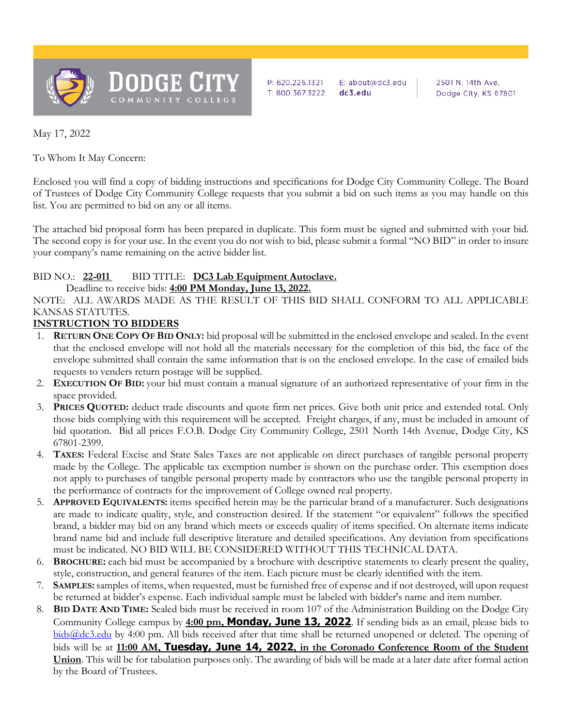**DODGE CITY** COMMUNITY COLLEGE

P: 620.225.1321 E: about@dc3.edu 2501 N. 14th Ave.
T: 800.367.3222 **dc3.edu** Dodge City, KS 67801

May 17, 2022

To Whom It May Concern:

Enclosed you will find a copy of bidding instructions and specifications for Dodge City Community College. The Board of Trustees of Dodge City Community College requests that you submit a bid on such items as you may handle on this list. You are permitted to bid on any or all items.

The attached bid proposal form has been prepared in duplicate. This form must be signed and submitted with your bid. The second copy is for your use. In the event you do not wish to bid, please submit a formal "NO BID" in order to insure your company's name remaining on the active bidder list.

BID NO.: **22-011** BID TITLE: **DC3 Lab Equipment Autoclave.**
Deadline to receive bids: **4:00 PM Monday, June 13, 2022.**

NOTE: ALL AWARDS MADE AS THE RESULT OF THIS BID SHALL CONFORM TO ALL APPLICABLE KANSAS STATUTES.

## INSTRUCTION TO BIDDERS

1. **RETURN ONE COPY OF BID ONLY:** bid proposal will be submitted in the enclosed envelope and sealed. In the event that the enclosed envelope will not hold all the materials necessary for the completion of this bid, the face of the envelope submitted shall contain the same information that is on the enclosed envelope. In the case of emailed bids requests to venders return postage will be supplied.
2. **EXECUTION OF BID:** your bid must contain a manual signature of an authorized representative of your firm in the space provided.
3. **PRICES QUOTED:** deduct trade discounts and quote firm net prices. Give both unit price and extended total. Only those bids complying with this requirement will be accepted. Freight charges, if any, must be included in amount of bid quotation. Bid all prices F.O.B. Dodge City Community College, 2501 North 14th Avenue, Dodge City, KS 67801-2399.
4. **TAXES:** Federal Excise and State Sales Taxes are not applicable on direct purchases of tangible personal property made by the College. The applicable tax exemption number is shown on the purchase order. This exemption does not apply to purchases of tangible personal property made by contractors who use the tangible personal property in the performance of contracts for the improvement of College owned real property.
5. **APPROVED EQUIVALENTS:** items specified herein may be the particular brand of a manufacturer. Such designations are made to indicate quality, style, and construction desired. If the statement "or equivalent" follows the specified brand, a bidder may bid on any brand which meets or exceeds quality of items specified. On alternate items indicate brand name bid and include full descriptive literature and detailed specifications. Any deviation from specifications must be indicated. NO BID WILL BE CONSIDERED WITHOUT THIS TECHNICAL DATA.
6. **BROCHURE:** each bid must be accompanied by a brochure with descriptive statements to clearly present the quality, style, construction, and general features of the item. Each picture must be clearly identified with the item.
7. **SAMPLES:** samples of items, when requested, must be furnished free of expense and if not destroyed, will upon request be returned at bidder's expense. Each individual sample must be labeled with bidder's name and item number.
8. **BID DATE AND TIME:** Sealed bids must be received in room 107 of the Administration Building on the Dodge City Community College campus by **4:00 pm, Monday, June 13, 2022**. If sending bids as an email, please bids to bids@dc3.edu by 4:00 pm. All bids received after that time shall be returned unopened or deleted. The opening of bids will be at **11:00 AM, Tuesday, June 14, 2022, in the Coronado Conference Room of the Student Union**. This will be for tabulation purposes only. The awarding of bids will be made at a later date after formal action by the Board of Trustees.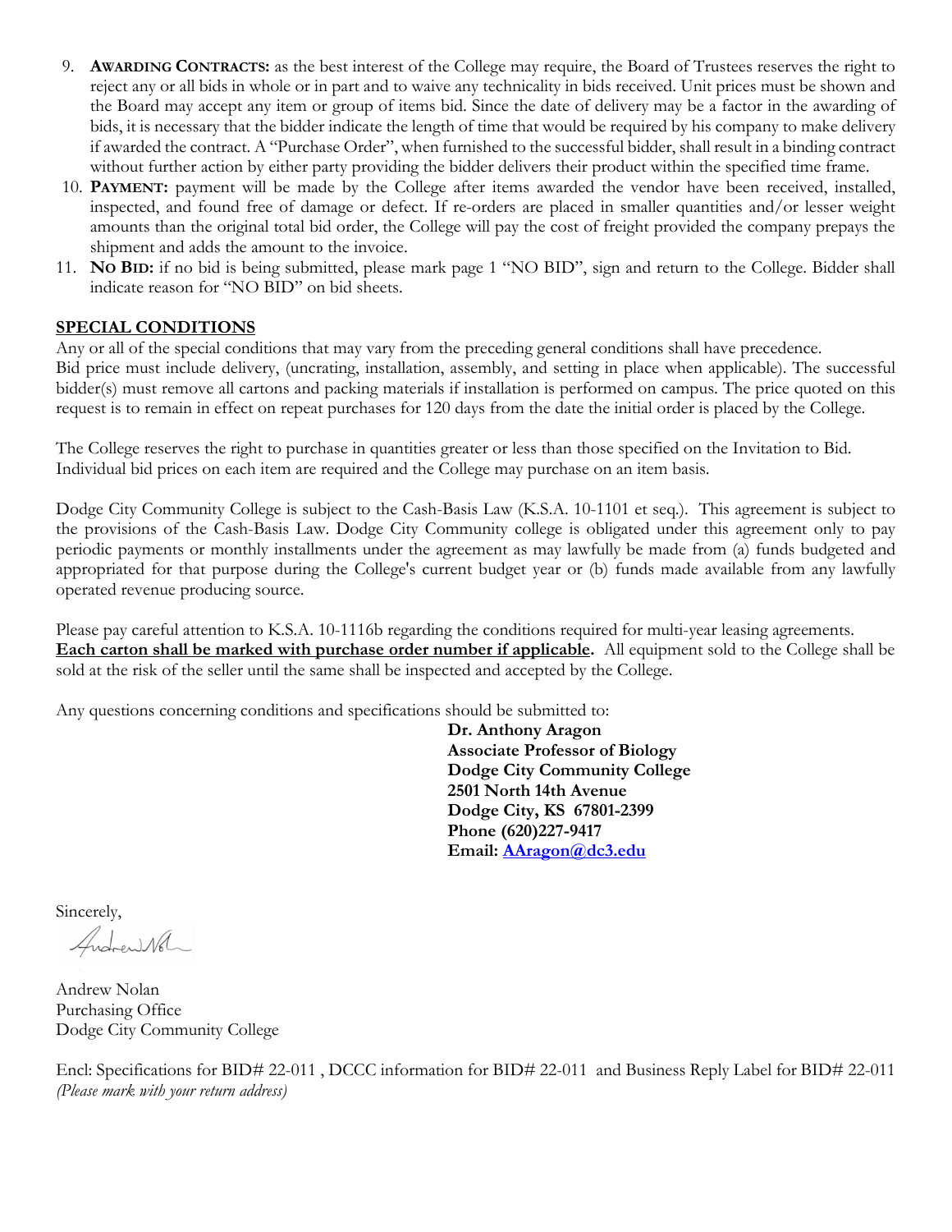9. **AWARDING CONTRACTS:** as the best interest of the College may require, the Board of Trustees reserves the right to reject any or all bids in whole or in part and to waive any technicality in bids received. Unit prices must be shown and the Board may accept any item or group of items bid. Since the date of delivery may be a factor in the awarding of bids, it is necessary that the bidder indicate the length of time that would be required by his company to make delivery if awarded the contract. A "Purchase Order", when furnished to the successful bidder, shall result in a binding contract without further action by either party providing the bidder delivers their product within the specified time frame.
10. **PAYMENT:** payment will be made by the College after items awarded the vendor have been received, installed, inspected, and found free of damage or defect. If re-orders are placed in smaller quantities and/or lesser weight amounts than the original total bid order, the College will pay the cost of freight provided the company prepays the shipment and adds the amount to the invoice.
11. **NO BID:** if no bid is being submitted, please mark page 1 "NO BID", sign and return to the College. Bidder shall indicate reason for "NO BID" on bid sheets.

## SPECIAL CONDITIONS

Any or all of the special conditions that may vary from the preceding general conditions shall have precedence.
Bid price must include delivery, (uncrating, installation, assembly, and setting in place when applicable). The successful bidder(s) must remove all cartons and packing materials if installation is performed on campus. The price quoted on this request is to remain in effect on repeat purchases for 120 days from the date the initial order is placed by the College.

The College reserves the right to purchase in quantities greater or less than those specified on the Invitation to Bid. Individual bid prices on each item are required and the College may purchase on an item basis.

Dodge City Community College is subject to the Cash-Basis Law (K.S.A. 10-1101 et seq.). This agreement is subject to the provisions of the Cash-Basis Law. Dodge City Community college is obligated under this agreement only to pay periodic payments or monthly installments under the agreement as may lawfully be made from (a) funds budgeted and appropriated for that purpose during the College's current budget year or (b) funds made available from any lawfully operated revenue producing source.

Please pay careful attention to K.S.A. 10-1116b regarding the conditions required for multi-year leasing agreements.
**Each carton shall be marked with purchase order number if applicable.** All equipment sold to the College shall be sold at the risk of the seller until the same shall be inspected and accepted by the College.

Any questions concerning conditions and specifications should be submitted to:

**Dr. Anthony Aragon**
**Associate Professor of Biology**
**Dodge City Community College**
**2501 North 14th Avenue**
**Dodge City, KS 67801-2399**
**Phone (620)227-9417**
**Email: AAragon@dc3.edu**

Sincerely,

Andrew Nolan
Purchasing Office
Dodge City Community College

Encl: Specifications for BID# 22-011 , DCCC information for BID# 22-011 and Business Reply Label for BID# 22-011
*(Please mark with your return address)*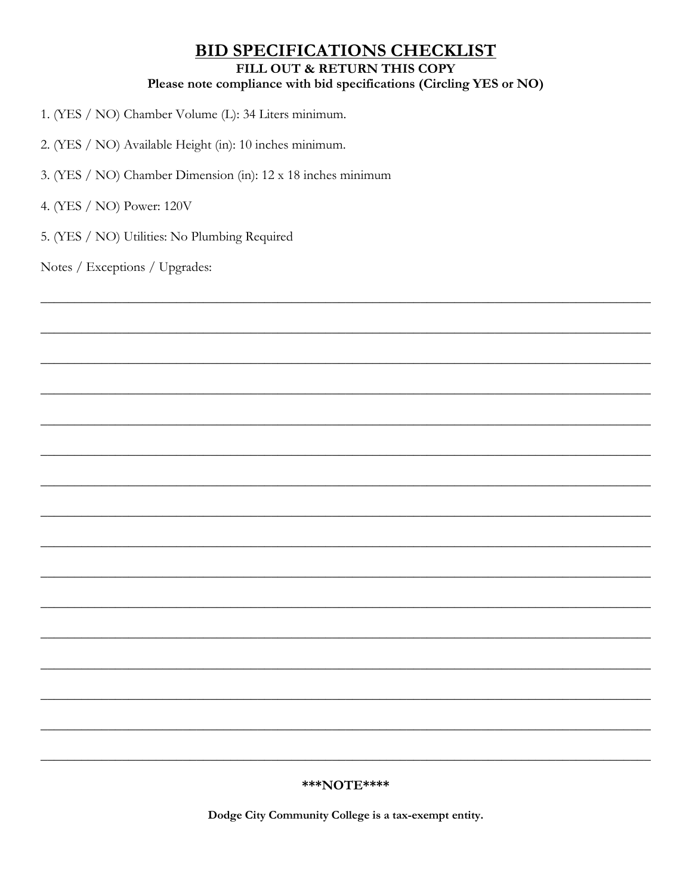# BID SPECIFICATIONS CHECKLIST

**FILL OUT & RETURN THIS COPY**

**Please note compliance with bid specifications (Circling YES or NO)**

1. (YES / NO) Chamber Volume (L): 34 Liters minimum.

2. (YES / NO) Available Height (in): 10 inches minimum.

3. (YES / NO) Chamber Dimension (in): 12 x 18 inches minimum

4. (YES / NO) Power: 120V

5. (YES / NO) Utilities: No Plumbing Required

Notes / Exceptions / Upgrades:

______________________________________________________________________________

______________________________________________________________________________

______________________________________________________________________________

______________________________________________________________________________

______________________________________________________________________________

______________________________________________________________________________

______________________________________________________________________________

______________________________________________________________________________

______________________________________________________________________________

______________________________________________________________________________

______________________________________________________________________________

______________________________________________________________________________

______________________________________________________________________________

______________________________________________________________________________

______________________________________________________________________________

______________________________________________________________________________

**\*\*\*NOTE\*\*\*\***

**Dodge City Community College is a tax-exempt entity.**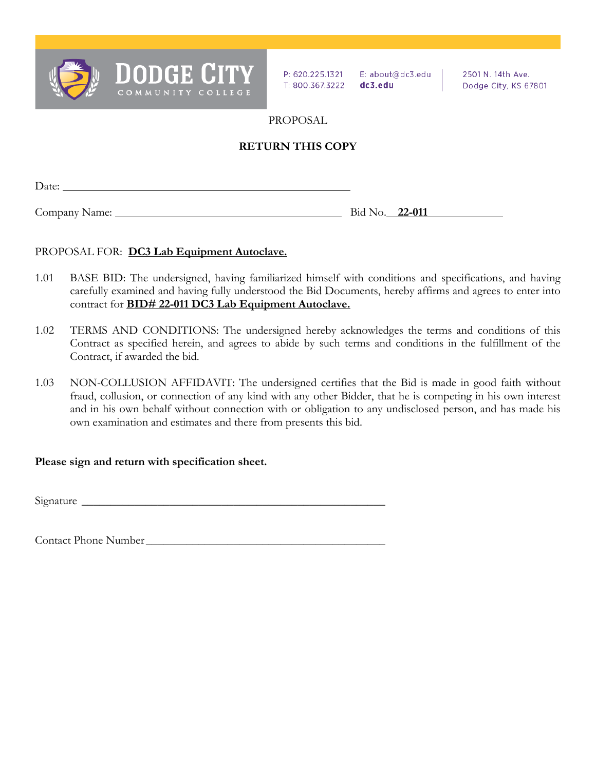Dodge City Community College

P: 620.225.1321
T: 800.367.3222

E: about@dc3.edu
dc3.edu

2501 N. 14th Ave.
Dodge City, KS 67801

PROPOSAL

**RETURN THIS COPY**

Date: ____________________________________________

Company Name: ___________________________________ Bid No. **22-011**

PROPOSAL FOR: **DC3 Lab Equipment Autoclave.**

1.01 BASE BID: The undersigned, having familiarized himself with conditions and specifications, and having carefully examined and having fully understood the Bid Documents, hereby affirms and agrees to enter into contract for **BID# 22-011 DC3 Lab Equipment Autoclave.**

1.02 TERMS AND CONDITIONS: The undersigned hereby acknowledges the terms and conditions of this Contract as specified herein, and agrees to abide by such terms and conditions in the fulfillment of the Contract, if awarded the bid.

1.03 NON-COLLUSION AFFIDAVIT: The undersigned certifies that the Bid is made in good faith without fraud, collusion, or connection of any kind with any other Bidder, that he is competing in his own interest and in his own behalf without connection with or obligation to any undisclosed person, and has made his own examination and estimates and there from presents this bid.

**Please sign and return with specification sheet.**

Signature ____________________________________________

Contact Phone Number __________________________________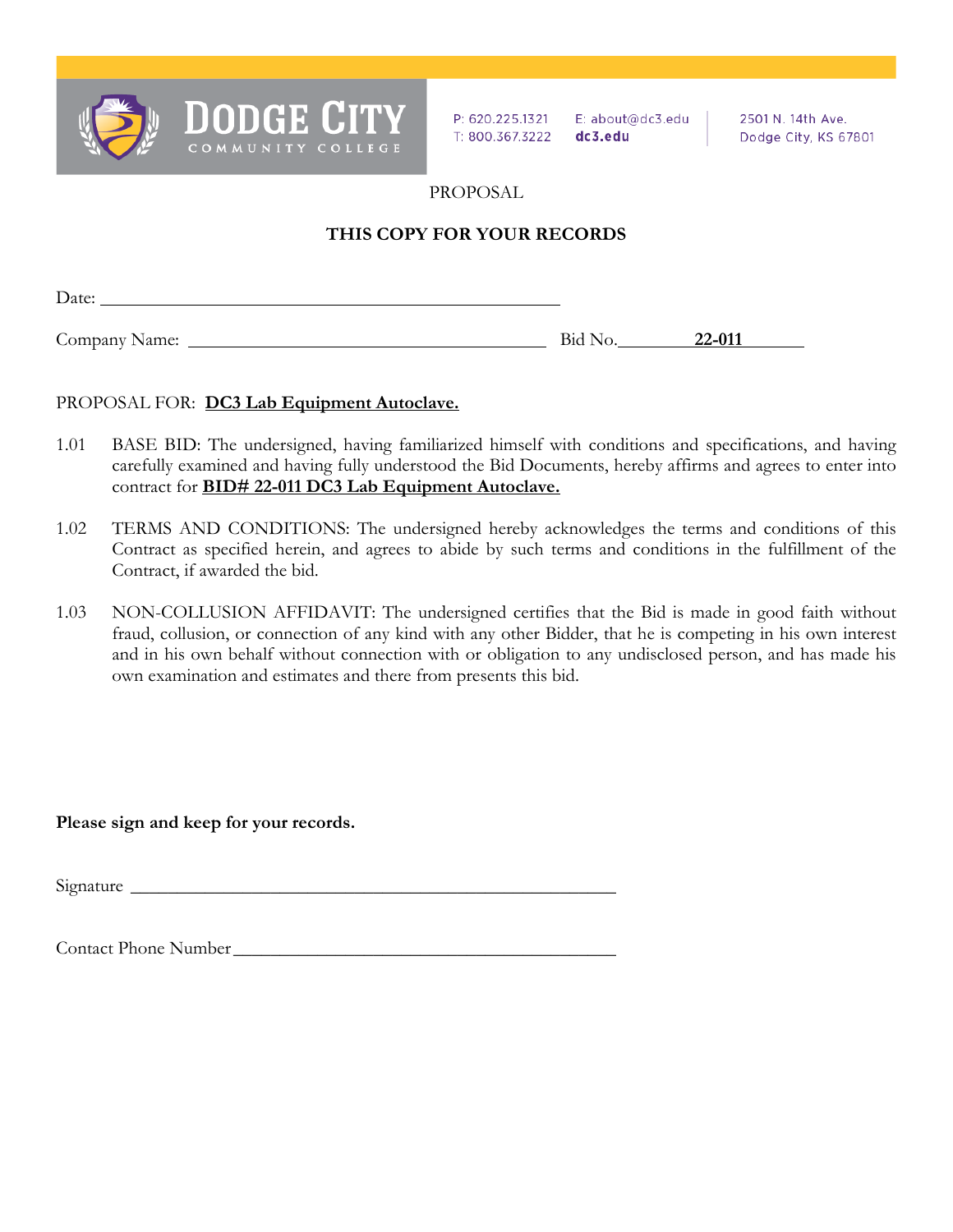DODGE CITY COMMUNITY COLLEGE

P: 620.225.1321
T: 800.367.3222

E: about@dc3.edu
dc3.edu

2501 N. 14th Ave.
Dodge City, KS 67801

PROPOSAL

**THIS COPY FOR YOUR RECORDS**

Date: ______________________________________________

Company Name: ____________________________________ Bid No. **22-011**

PROPOSAL FOR: **DC3 Lab Equipment Autoclave.**

1.01 BASE BID: The undersigned, having familiarized himself with conditions and specifications, and having carefully examined and having fully understood the Bid Documents, hereby affirms and agrees to enter into contract for **BID# 22-011 DC3 Lab Equipment Autoclave.**

1.02 TERMS AND CONDITIONS: The undersigned hereby acknowledges the terms and conditions of this Contract as specified herein, and agrees to abide by such terms and conditions in the fulfillment of the Contract, if awarded the bid.

1.03 NON-COLLUSION AFFIDAVIT: The undersigned certifies that the Bid is made in good faith without fraud, collusion, or connection of any kind with any other Bidder, that he is competing in his own interest and in his own behalf without connection with or obligation to any undisclosed person, and has made his own examination and estimates and there from presents this bid.

**Please sign and keep for your records.**

Signature ______________________________________________

Contact Phone Number ____________________________________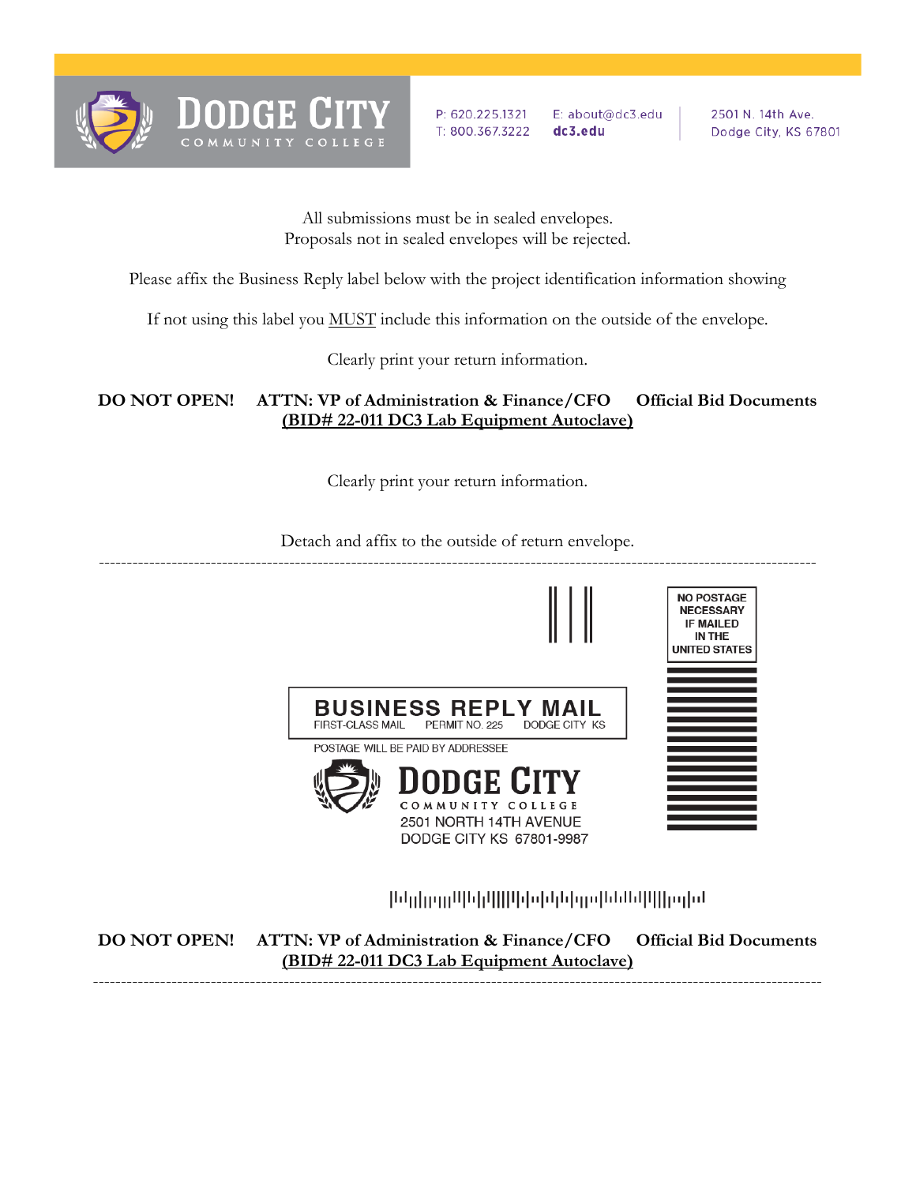DODGE CITY COMMUNITY COLLEGE

P: 620.225.1321
T: 800.367.3222

E: about@dc3.edu
dc3.edu

2501 N. 14th Ave.
Dodge City, KS 67801

All submissions must be in sealed envelopes.
Proposals not in sealed envelopes will be rejected.

Please affix the Business Reply label below with the project identification information showing

If not using this label you MUST include this information on the outside of the envelope.

Clearly print your return information.

**DO NOT OPEN!** **ATTN: VP of Administration & Finance/CFO** **Official Bid Documents**
**(BID# 22-011 DC3 Lab Equipment Autoclave)**

Clearly print your return information.

Detach and affix to the outside of return envelope.

---

NO POSTAGE NECESSARY IF MAILED IN THE UNITED STATES

**BUSINESS REPLY MAIL**
FIRST-CLASS MAIL PERMIT NO. 225 DODGE CITY KS

POSTAGE WILL BE PAID BY ADDRESSEE

DODGE CITY
COMMUNITY COLLEGE
2501 NORTH 14TH AVENUE
DODGE CITY KS 67801-9987

**DO NOT OPEN!** **ATTN: VP of Administration & Finance/CFO** **Official Bid Documents**
**(BID# 22-011 DC3 Lab Equipment Autoclave)**

---